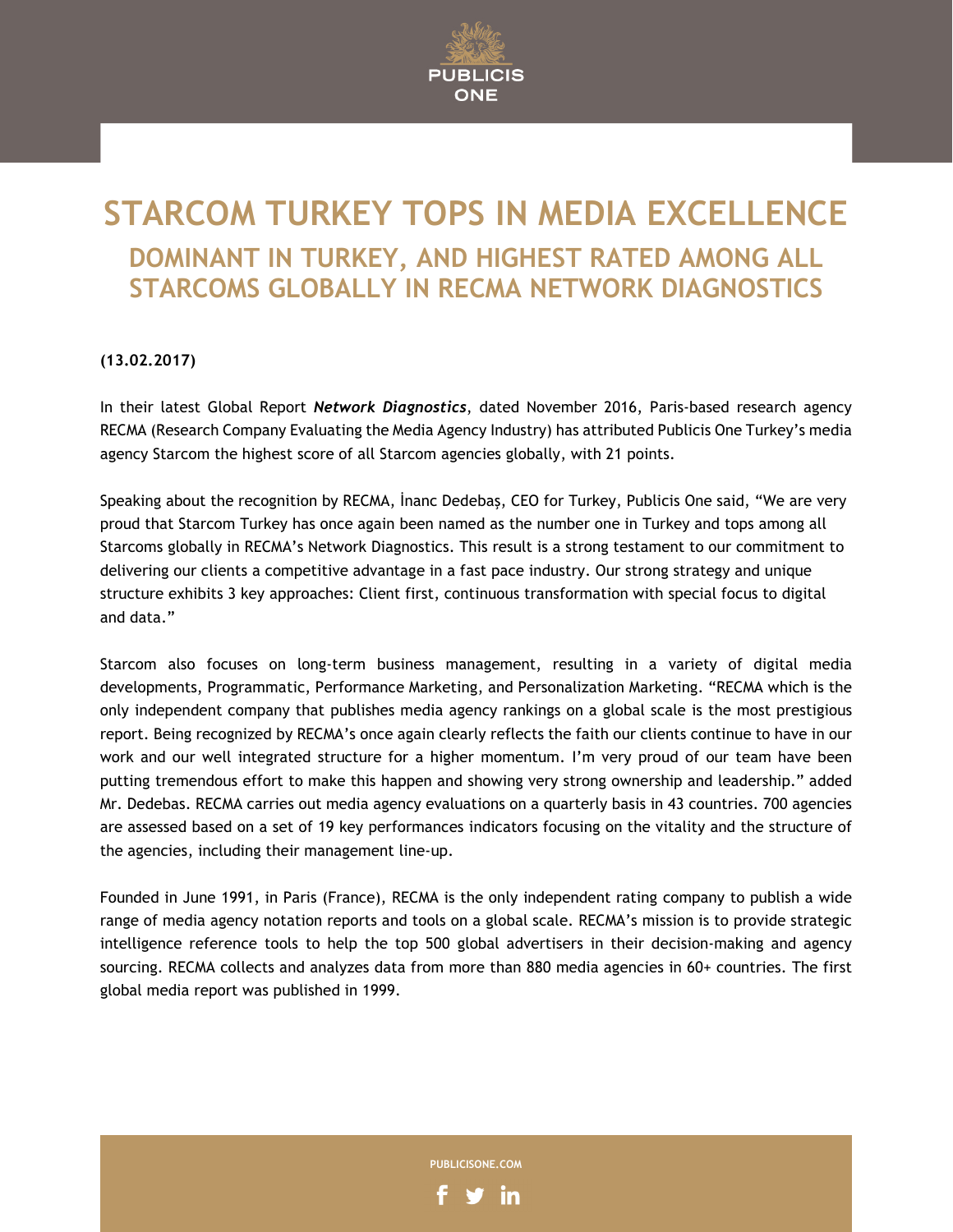# STARCOM TURKEY TOPS IN MEDIA EXCELLENCE

## DOMINANT IN TURKEY, AND HIGHEST RATED AMONG ALL STARCOMS GLOBALLY IN RECMA NETWORK DIAGNOSTICS

**(13.02.2017)**

In their latest Global Report ***Network Diagnostics***, dated November 2016, Paris-based research agency RECMA (Research Company Evaluating the Media Agency Industry) has attributed Publicis One Turkey's media agency Starcom the highest score of all Starcom agencies globally, with 21 points.

Speaking about the recognition by RECMA, İnanc Dedebaş, CEO for Turkey, Publicis One said, "We are very proud that Starcom Turkey has once again been named as the number one in Turkey and tops among all Starcoms globally in RECMA's Network Diagnostics. This result is a strong testament to our commitment to delivering our clients a competitive advantage in a fast pace industry. Our strong strategy and unique structure exhibits 3 key approaches: Client first, continuous transformation with special focus to digital and data."

Starcom also focuses on long-term business management, resulting in a variety of digital media developments, Programmatic, Performance Marketing, and Personalization Marketing. "RECMA which is the only independent company that publishes media agency rankings on a global scale is the most prestigious report. Being recognized by RECMA's once again clearly reflects the faith our clients continue to have in our work and our well integrated structure for a higher momentum. I'm very proud of our team have been putting tremendous effort to make this happen and showing very strong ownership and leadership." added Mr. Dedebas. RECMA carries out media agency evaluations on a quarterly basis in 43 countries. 700 agencies are assessed based on a set of 19 key performances indicators focusing on the vitality and the structure of the agencies, including their management line-up.

Founded in June 1991, in Paris (France), RECMA is the only independent rating company to publish a wide range of media agency notation reports and tools on a global scale. RECMA's mission is to provide strategic intelligence reference tools to help the top 500 global advertisers in their decision-making and agency sourcing. RECMA collects and analyzes data from more than 880 media agencies in 60+ countries. The first global media report was published in 1999.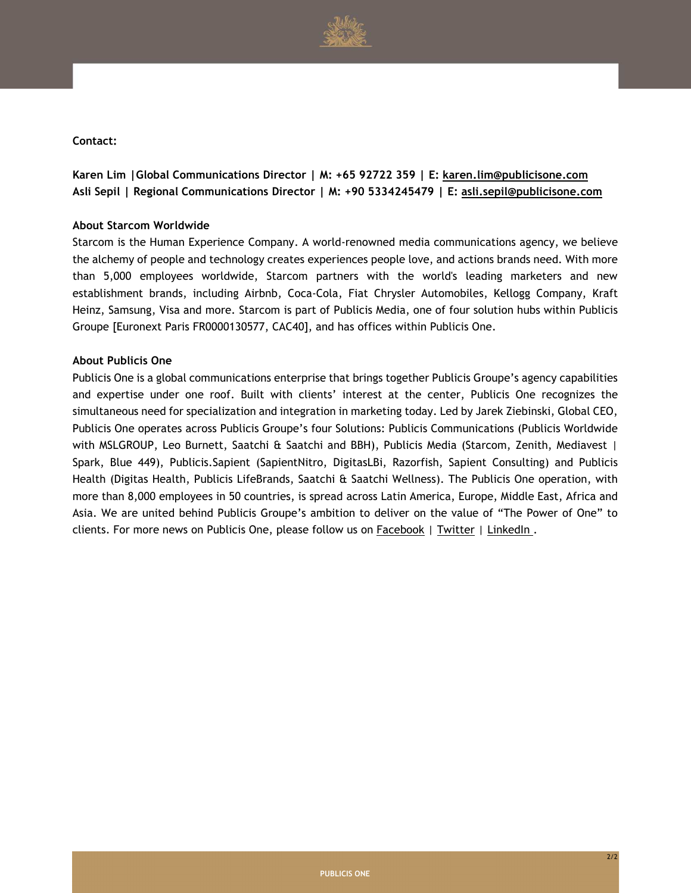**Contact:**

**Karen Lim |Global Communications Director | M: +65 92722 359 | E: karen.lim@publicisone.com**
**Asli Sepil | Regional Communications Director | M: +90 5334245479 | E: asli.sepil@publicisone.com**

**About Starcom Worldwide**

Starcom is the Human Experience Company. A world-renowned media communications agency, we believe the alchemy of people and technology creates experiences people love, and actions brands need. With more than 5,000 employees worldwide, Starcom partners with the world's leading marketers and new establishment brands, including Airbnb, Coca-Cola, Fiat Chrysler Automobiles, Kellogg Company, Kraft Heinz, Samsung, Visa and more. Starcom is part of Publicis Media, one of four solution hubs within Publicis Groupe [Euronext Paris FR0000130577, CAC40], and has offices within Publicis One.

**About Publicis One**

Publicis One is a global communications enterprise that brings together Publicis Groupe's agency capabilities and expertise under one roof. Built with clients' interest at the center, Publicis One recognizes the simultaneous need for specialization and integration in marketing today. Led by Jarek Ziebinski, Global CEO, Publicis One operates across Publicis Groupe's four Solutions: Publicis Communications (Publicis Worldwide with MSLGROUP, Leo Burnett, Saatchi & Saatchi and BBH), Publicis Media (Starcom, Zenith, Mediavest | Spark, Blue 449), Publicis.Sapient (SapientNitro, DigitasLBi, Razorfish, Sapient Consulting) and Publicis Health (Digitas Health, Publicis LifeBrands, Saatchi & Saatchi Wellness). The Publicis One operation, with more than 8,000 employees in 50 countries, is spread across Latin America, Europe, Middle East, Africa and Asia. We are united behind Publicis Groupe's ambition to deliver on the value of "The Power of One" to clients. For more news on Publicis One, please follow us on Facebook | Twitter | LinkedIn .